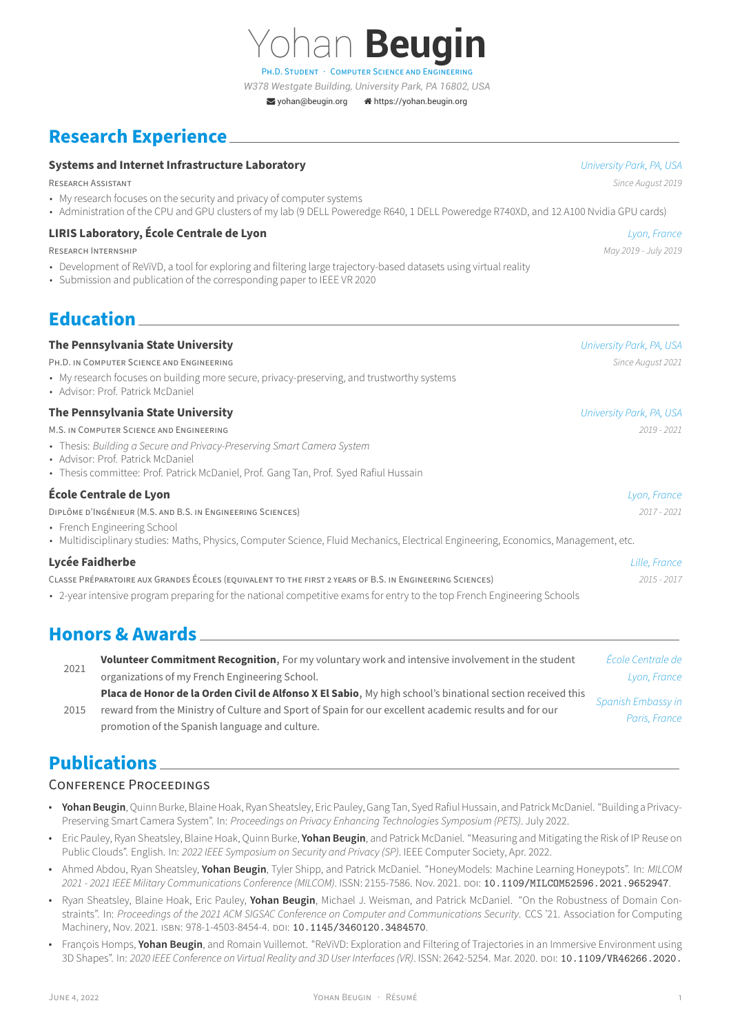# Yohan **Beugin**

PH.D. STUDENT · COMPUTER SCIENCE AND ENGINEERING

*W378 Westgate Building, University Park, PA 16802, USA*

yohan@beugin.org · https://yohan.beugin.org

## Research Experience

**Systems and Internet Infrastructure Laboratory** — *University Park, PA, USA*

RESEARCH ASSISTANT — *Since August 2019*

- My research focuses on the security and privacy of computer systems
- Administration of the CPU and GPU clusters of my lab (9 DELL Poweredge R640, 1 DELL Poweredge R740XD, and 12 A100 Nvidia GPU cards)

**LIRIS Laboratory, École Centrale de Lyon** — *Lyon, France*

RESEARCH INTERNSHIP — *May 2019 - July 2019*

- Development of ReViVD, a tool for exploring and filtering large trajectory-based datasets using virtual reality
- Submission and publication of the corresponding paper to IEEE VR 2020

## Education

**The Pennsylvania State University** — *University Park, PA, USA*

PH.D. IN COMPUTER SCIENCE AND ENGINEERING — *Since August 2021*

- My research focuses on building more secure, privacy-preserving, and trustworthy systems
- Advisor: Prof. Patrick McDaniel

**The Pennsylvania State University** — *University Park, PA, USA*

M.S. IN COMPUTER SCIENCE AND ENGINEERING — *2019 - 2021*

- Thesis: *Building a Secure and Privacy-Preserving Smart Camera System*
- Advisor: Prof. Patrick McDaniel
- Thesis committee: Prof. Patrick McDaniel, Prof. Gang Tan, Prof. Syed Rafiul Hussain

**École Centrale de Lyon** — *Lyon, France*

DIPLÔME D'INGÉNIEUR (M.S. AND B.S. IN ENGINEERING SCIENCES) — *2017 - 2021*

- French Engineering School
- Multidisciplinary studies: Maths, Physics, Computer Science, Fluid Mechanics, Electrical Engineering, Economics, Management, etc.

**Lycée Faidherbe** — *Lille, France*

CLASSE PRÉPARATOIRE AUX GRANDES ÉCOLES (EQUIVALENT TO THE FIRST 2 YEARS OF B.S. IN ENGINEERING SCIENCES) — *2015 - 2017*

- 2-year intensive program preparing for the national competitive exams for entry to the top French Engineering Schools

## Honors & Awards

- 2021 — **Volunteer Commitment Recognition**, For my voluntary work and intensive involvement in the student organizations of my French Engineering School. — *École Centrale de Lyon, France*
- 2015 — **Placa de Honor de la Orden Civil de Alfonso X El Sabio**, My high school's binational section received this reward from the Ministry of Culture and Sport of Spain for our excellent academic results and for our promotion of the Spanish language and culture. — *Spanish Embassy in Paris, France*

## Publications

### CONFERENCE PROCEEDINGS

- **Yohan Beugin**, Quinn Burke, Blaine Hoak, Ryan Sheatsley, Eric Pauley, Gang Tan, Syed Rafiul Hussain, and Patrick McDaniel. "Building a Privacy-Preserving Smart Camera System". In: *Proceedings on Privacy Enhancing Technologies Symposium (PETS)*. July 2022.
- Eric Pauley, Ryan Sheatsley, Blaine Hoak, Quinn Burke, **Yohan Beugin**, and Patrick McDaniel. "Measuring and Mitigating the Risk of IP Reuse on Public Clouds". English. In: *2022 IEEE Symposium on Security and Privacy (SP)*. IEEE Computer Society, Apr. 2022.
- Ahmed Abdou, Ryan Sheatsley, **Yohan Beugin**, Tyler Shipp, and Patrick McDaniel. "HoneyModels: Machine Learning Honeypots". In: *MILCOM 2021 - 2021 IEEE Military Communications Conference (MILCOM)*. ISSN: 2155-7586. Nov. 2021. DOI: 10.1109/MILCOM52596.2021.9652947.
- Ryan Sheatsley, Blaine Hoak, Eric Pauley, **Yohan Beugin**, Michael J. Weisman, and Patrick McDaniel. "On the Robustness of Domain Constraints". In: *Proceedings of the 2021 ACM SIGSAC Conference on Computer and Communications Security*. CCS '21. Association for Computing Machinery, Nov. 2021. ISBN: 978-1-4503-8454-4. DOI: 10.1145/3460120.3484570.
- François Homps, **Yohan Beugin**, and Romain Vuillemot. "ReViVD: Exploration and Filtering of Trajectories in an Immersive Environment using 3D Shapes". In: *2020 IEEE Conference on Virtual Reality and 3D User Interfaces (VR)*. ISSN: 2642-5254. Mar. 2020. DOI: 10.1109/VR46266.2020.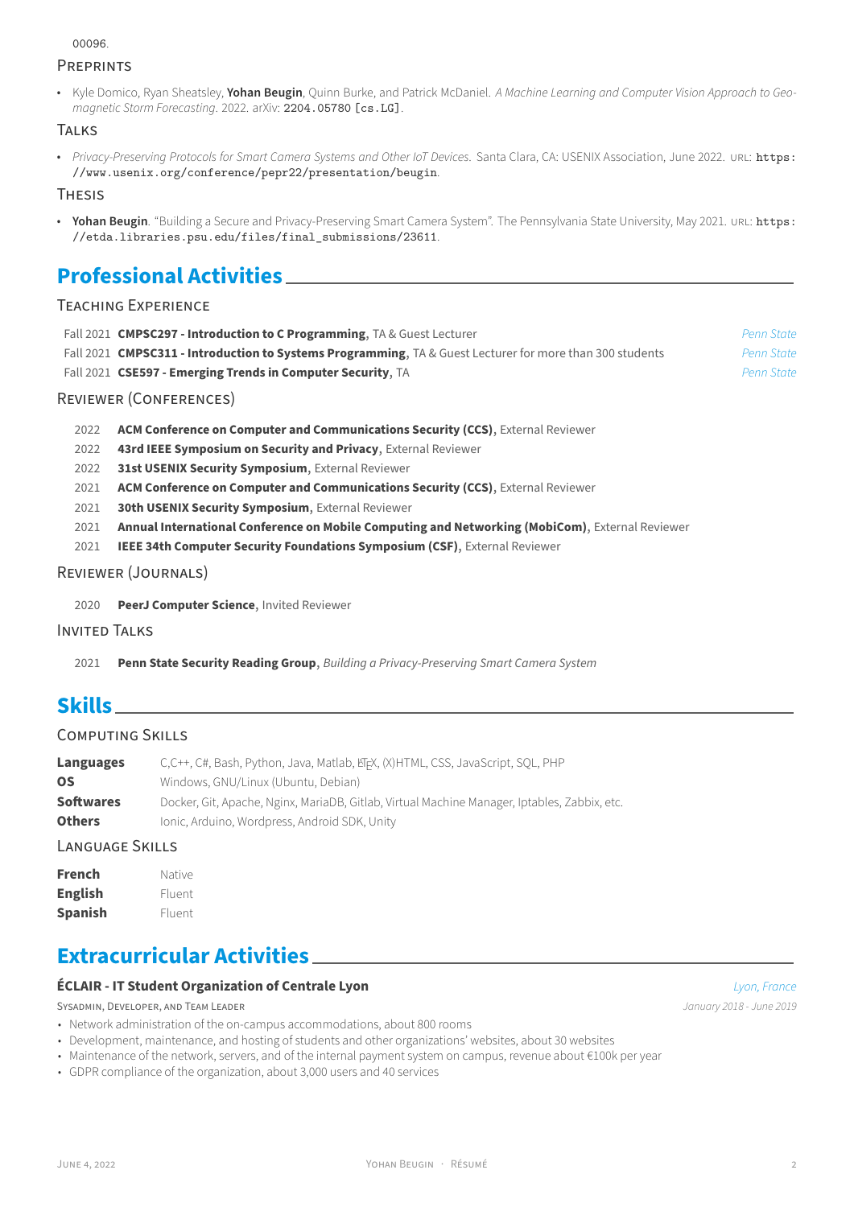00096.

### Preprints

- Kyle Domico, Ryan Sheatsley, **Yohan Beugin**, Quinn Burke, and Patrick McDaniel. *A Machine Learning and Computer Vision Approach to Geomagnetic Storm Forecasting*. 2022. arXiv: 2204.05780 [cs.LG].

### Talks

- *Privacy-Preserving Protocols for Smart Camera Systems and Other IoT Devices*. Santa Clara, CA: USENIX Association, June 2022. URL: https://www.usenix.org/conference/pepr22/presentation/beugin.

### Thesis

- **Yohan Beugin**. "Building a Secure and Privacy-Preserving Smart Camera System". The Pennsylvania State University, May 2021. URL: https://etda.libraries.psu.edu/files/final_submissions/23611.

## Professional Activities

### Teaching Experience

- Fall 2021 **CMPSC297 - Introduction to C Programming**, TA & Guest Lecturer — *Penn State*
- Fall 2021 **CMPSC311 - Introduction to Systems Programming**, TA & Guest Lecturer for more than 300 students — *Penn State*
- Fall 2021 **CSE597 - Emerging Trends in Computer Security**, TA — *Penn State*

### Reviewer (Conferences)

- 2022 **ACM Conference on Computer and Communications Security (CCS)**, External Reviewer
- 2022 **43rd IEEE Symposium on Security and Privacy**, External Reviewer
- 2022 **31st USENIX Security Symposium**, External Reviewer
- 2021 **ACM Conference on Computer and Communications Security (CCS)**, External Reviewer
- 2021 **30th USENIX Security Symposium**, External Reviewer
- 2021 **Annual International Conference on Mobile Computing and Networking (MobiCom)**, External Reviewer
- 2021 **IEEE 34th Computer Security Foundations Symposium (CSF)**, External Reviewer

### Reviewer (Journals)

- 2020 **PeerJ Computer Science**, Invited Reviewer

### Invited Talks

- 2021 **Penn State Security Reading Group**, *Building a Privacy-Preserving Smart Camera System*

## Skills

### Computing Skills

| | |
|---|---|
| **Languages** | C,C++, C#, Bash, Python, Java, Matlab, LaTeX, (X)HTML, CSS, JavaScript, SQL, PHP |
| **OS** | Windows, GNU/Linux (Ubuntu, Debian) |
| **Softwares** | Docker, Git, Apache, Nginx, MariaDB, Gitlab, Virtual Machine Manager, Iptables, Zabbix, etc. |
| **Others** | Ionic, Arduino, Wordpress, Android SDK, Unity |

### Language Skills

| | |
|---|---|
| **French** | Native |
| **English** | Fluent |
| **Spanish** | Fluent |

## Extracurricular Activities

### ÉCLAIR - IT Student Organization of Centrale Lyon — *Lyon, France*

Sysadmin, Developer, and Team Leader — *January 2018 - June 2019*

- Network administration of the on-campus accommodations, about 800 rooms
- Development, maintenance, and hosting of students and other organizations' websites, about 30 websites
- Maintenance of the network, servers, and of the internal payment system on campus, revenue about €100k per year
- GDPR compliance of the organization, about 3,000 users and 40 services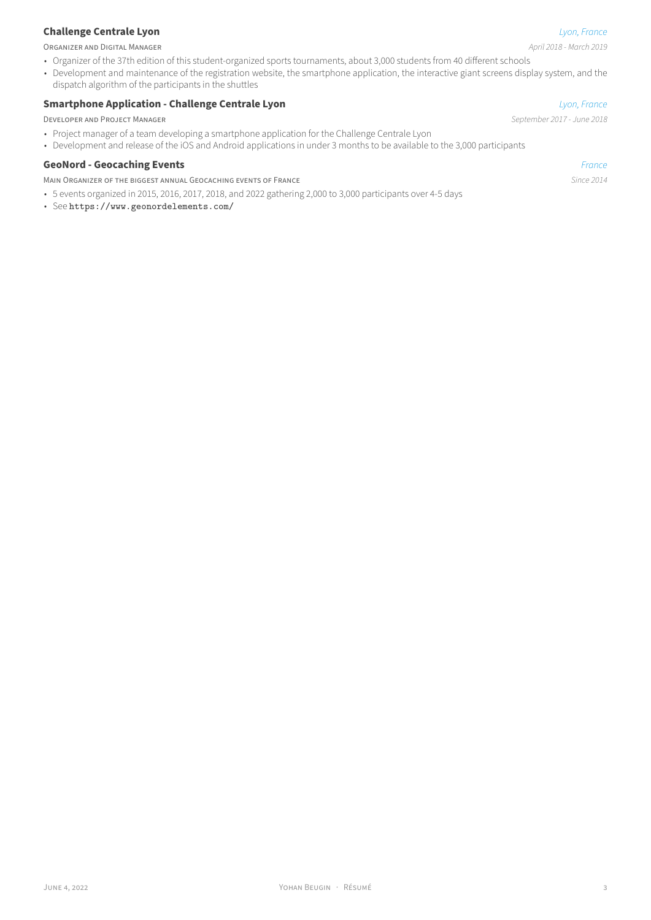### Challenge Centrale Lyon

*Lyon, France*

ORGANIZER AND DIGITAL MANAGER

*April 2018 - March 2019*

- Organizer of the 37th edition of this student-organized sports tournaments, about 3,000 students from 40 different schools
- Development and maintenance of the registration website, the smartphone application, the interactive giant screens display system, and the dispatch algorithm of the participants in the shuttles

### Smartphone Application - Challenge Centrale Lyon

*Lyon, France*

DEVELOPER AND PROJECT MANAGER

*September 2017 - June 2018*

- Project manager of a team developing a smartphone application for the Challenge Centrale Lyon
- Development and release of the iOS and Android applications in under 3 months to be available to the 3,000 participants

### GeoNord - Geocaching Events

*France*

MAIN ORGANIZER OF THE BIGGEST ANNUAL GEOCACHING EVENTS OF FRANCE

*Since 2014*

- 5 events organized in 2015, 2016, 2017, 2018, and 2022 gathering 2,000 to 3,000 participants over 4-5 days
- See `https://www.geonordelements.com/`